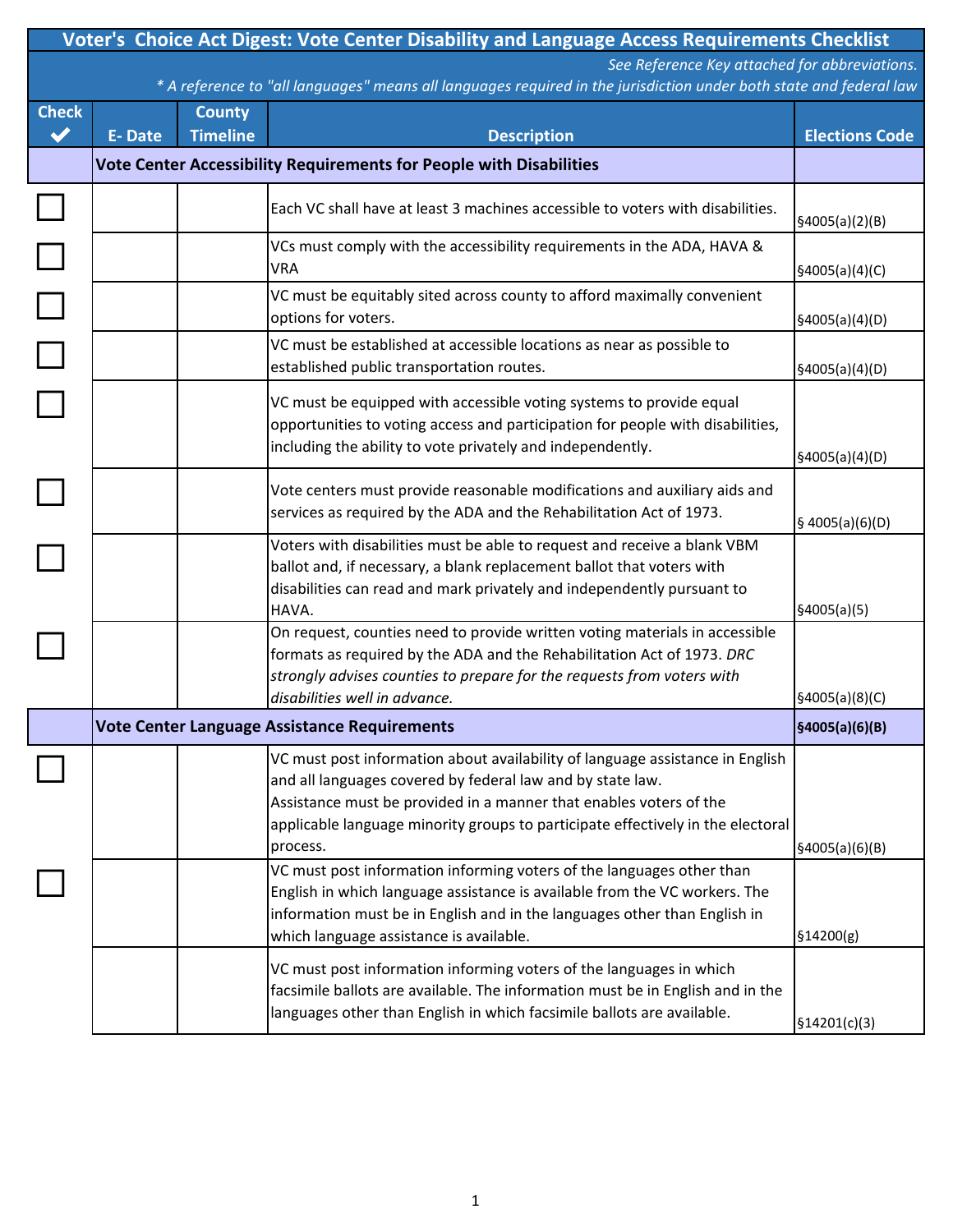# Voter's Choice Act Digest: Vote Center Disability and Language Access Requirements Checklist

*See Reference Key attached for abbreviations.*

*\* A reference to "all languages" means all languages required in the jurisdiction under both state and federal law*

| Check ✔ | E- Date | County Timeline | Description | Elections Code |
|---|---|---|---|---|
| | **Vote Center Accessibility Requirements for People with Disabilities** | | | |
| ☐ | | | Each VC shall have at least 3 machines accessible to voters with disabilities. | §4005(a)(2)(B) |
| ☐ | | | VCs must comply with the accessibility requirements in the ADA, HAVA & VRA | §4005(a)(4)(C) |
| ☐ | | | VC must be equitably sited across county to afford maximally convenient options for voters. | §4005(a)(4)(D) |
| ☐ | | | VC must be established at accessible locations as near as possible to established public transportation routes. | §4005(a)(4)(D) |
| ☐ | | | VC must be equipped with accessible voting systems to provide equal opportunities to voting access and participation for people with disabilities, including the ability to vote privately and independently. | §4005(a)(4)(D) |
| ☐ | | | Vote centers must provide reasonable modifications and auxiliary aids and services as required by the ADA and the Rehabilitation Act of 1973. | § 4005(a)(6)(D) |
| ☐ | | | Voters with disabilities must be able to request and receive a blank VBM ballot and, if necessary, a blank replacement ballot that voters with disabilities can read and mark privately and independently pursuant to HAVA. | §4005(a)(5) |
| ☐ | | | On request, counties need to provide written voting materials in accessible formats as required by the ADA and the Rehabilitation Act of 1973. *DRC strongly advises counties to prepare for the requests from voters with disabilities well in advance.* | §4005(a)(8)(C) |
| | **Vote Center Language Assistance Requirements** | | | **§4005(a)(6)(B)** |
| ☐ | | | VC must post information about availability of language assistance in English and all languages covered by federal law and by state law. Assistance must be provided in a manner that enables voters of the applicable language minority groups to participate effectively in the electoral process. | §4005(a)(6)(B) |
| ☐ | | | VC must post information informing voters of the languages other than English in which language assistance is available from the VC workers. The information must be in English and in the languages other than English in which language assistance is available. | §14200(g) |
| | | | VC must post information informing voters of the languages in which facsimile ballots are available. The information must be in English and in the languages other than English in which facsimile ballots are available. | §14201(c)(3) |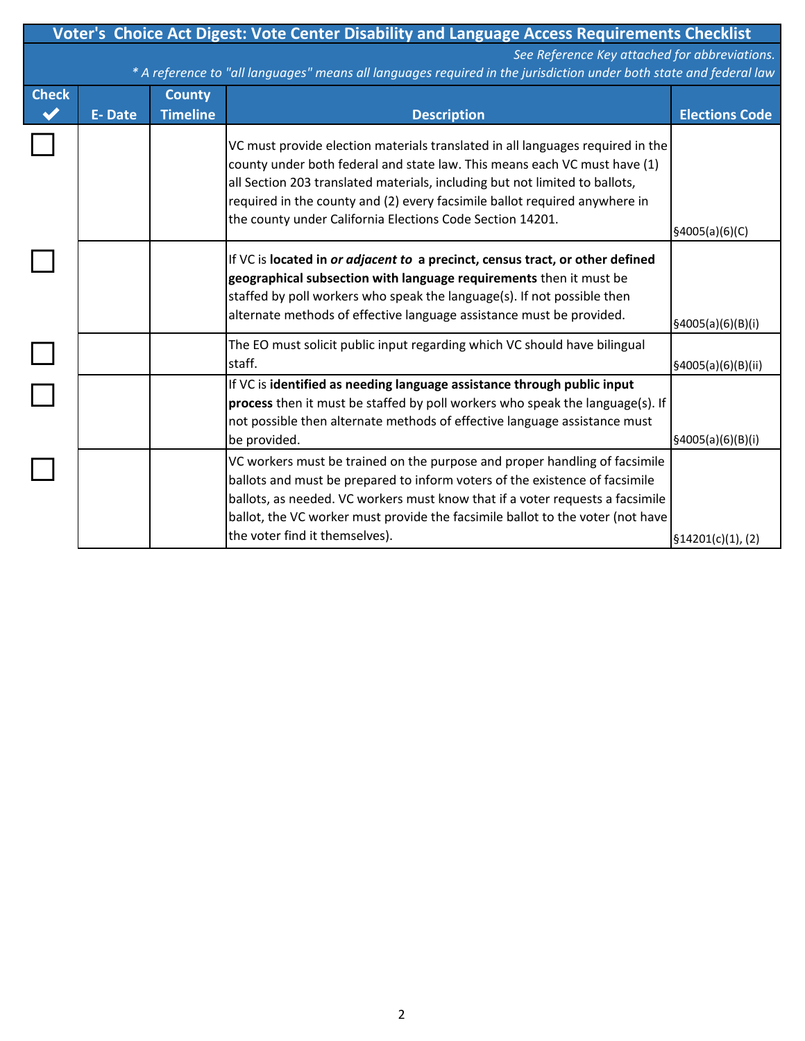# Voter's Choice Act Digest: Vote Center Disability and Language Access Requirements Checklist

*See Reference Key attached for abbreviations.*

*\* A reference to "all languages" means all languages required in the jurisdiction under both state and federal law*

| Check ✔ | E- Date | County Timeline | Description | Elections Code |
|---|---|---|---|---|
| ☐ | | | VC must provide election materials translated in all languages required in the county under both federal and state law. This means each VC must have (1) all Section 203 translated materials, including but not limited to ballots, required in the county and (2) every facsimile ballot required anywhere in the county under California Elections Code Section 14201. | §4005(a)(6)(C) |
| ☐ | | | If VC is **located in *or adjacent to* a precinct, census tract, or other defined geographical subsection with language requirements** then it must be staffed by poll workers who speak the language(s). If not possible then alternate methods of effective language assistance must be provided. | §4005(a)(6)(B)(i) |
| ☐ | | | The EO must solicit public input regarding which VC should have bilingual staff. | §4005(a)(6)(B)(ii) |
| ☐ | | | If VC is **identified as needing language assistance through public input process** then it must be staffed by poll workers who speak the language(s). If not possible then alternate methods of effective language assistance must be provided. | §4005(a)(6)(B)(i) |
| ☐ | | | VC workers must be trained on the purpose and proper handling of facsimile ballots and must be prepared to inform voters of the existence of facsimile ballots, as needed. VC workers must know that if a voter requests a facsimile ballot, the VC worker must provide the facsimile ballot to the voter (not have the voter find it themselves). | §14201(c)(1), (2) |